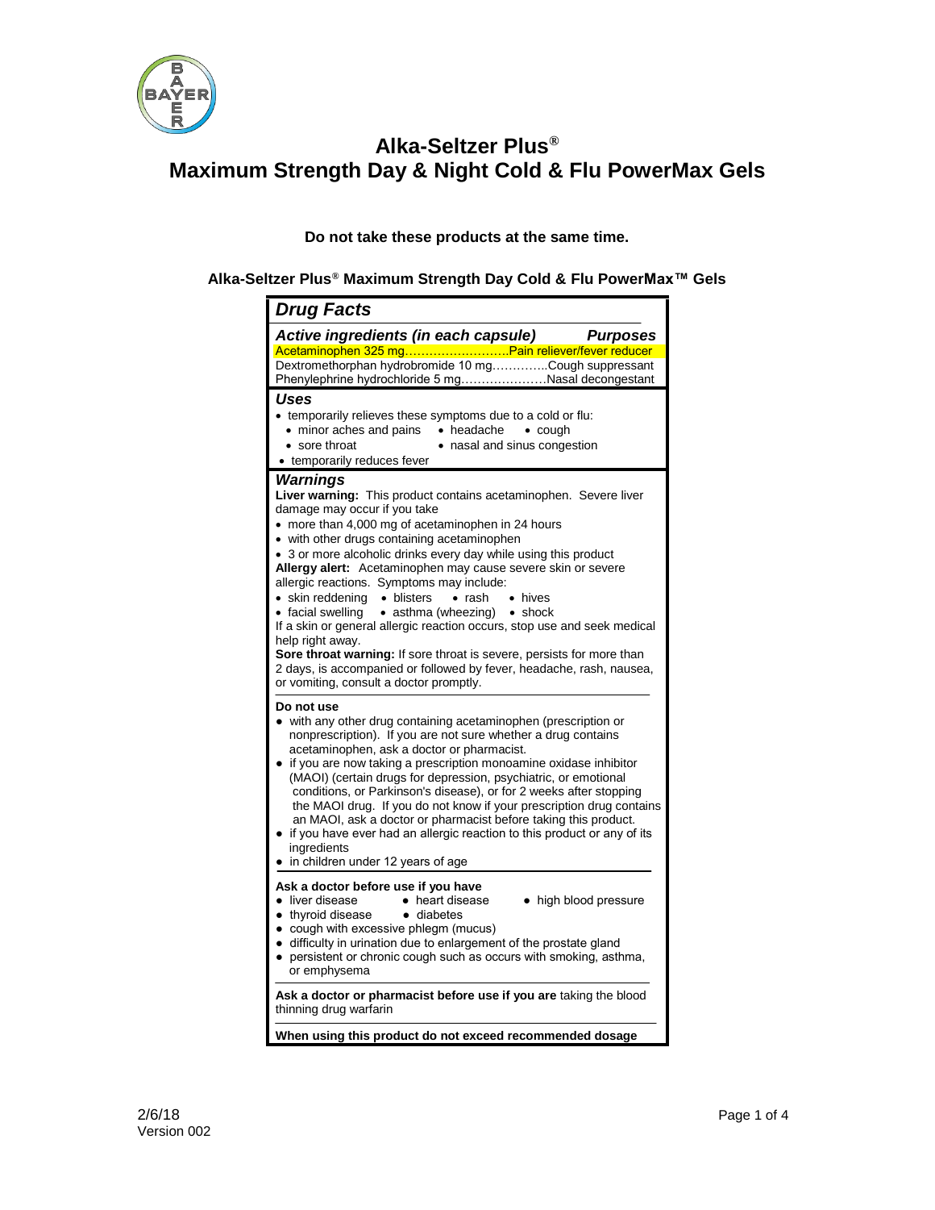# Alka-Seltzer Plus®
# Maximum Strength Day & Night Cold & Flu PowerMax Gels

**Do not take these products at the same time.**

## Alka-Seltzer Plus® Maximum Strength Day Cold & Flu PowerMax™ Gels

### *Drug Facts*

| *Active ingredients (in each capsule)* | *Purposes* |
|---|---|
| Acetaminophen 325 mg | Pain reliever/fever reducer |
| Dextromethorphan hydrobromide 10 mg | Cough suppressant |
| Phenylephrine hydrochloride 5 mg | Nasal decongestant |

### *Uses*

- temporarily relieves these symptoms due to a cold or flu:
  - minor aches and pains
  - headache
  - cough
  - sore throat
  - nasal and sinus congestion
- temporarily reduces fever

### *Warnings*

**Liver warning:** This product contains acetaminophen. Severe liver damage may occur if you take

- more than 4,000 mg of acetaminophen in 24 hours
- with other drugs containing acetaminophen
- 3 or more alcoholic drinks every day while using this product

**Allergy alert:** Acetaminophen may cause severe skin or severe allergic reactions. Symptoms may include:

- skin reddening
- blisters
- rash
- hives
- facial swelling
- asthma (wheezing)
- shock

If a skin or general allergic reaction occurs, stop use and seek medical help right away.

**Sore throat warning:** If sore throat is severe, persists for more than 2 days, is accompanied or followed by fever, headache, rash, nausea, or vomiting, consult a doctor promptly.

**Do not use**

- with any other drug containing acetaminophen (prescription or nonprescription). If you are not sure whether a drug contains acetaminophen, ask a doctor or pharmacist.
- if you are now taking a prescription monoamine oxidase inhibitor (MAOI) (certain drugs for depression, psychiatric, or emotional conditions, or Parkinson's disease), or for 2 weeks after stopping the MAOI drug. If you do not know if your prescription drug contains an MAOI, ask a doctor or pharmacist before taking this product.
- if you have ever had an allergic reaction to this product or any of its ingredients
- in children under 12 years of age

**Ask a doctor before use if you have**

- liver disease
- heart disease
- high blood pressure
- thyroid disease
- diabetes
- cough with excessive phlegm (mucus)
- difficulty in urination due to enlargement of the prostate gland
- persistent or chronic cough such as occurs with smoking, asthma, or emphysema

**Ask a doctor or pharmacist before use if you are** taking the blood thinning drug warfarin

**When using this product do not exceed recommended dosage**

2/6/18
Version 002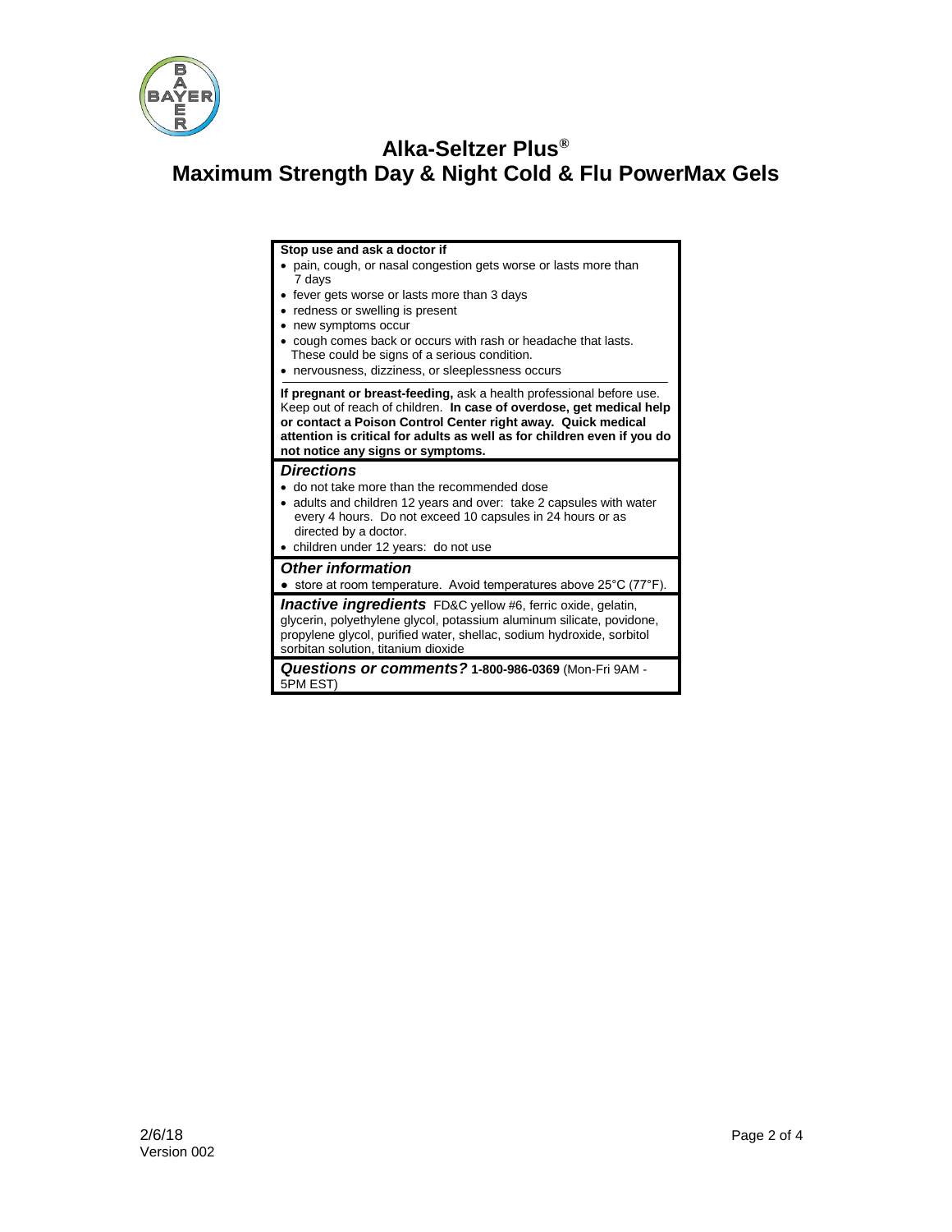# Alka-Seltzer Plus®
# Maximum Strength Day & Night Cold & Flu PowerMax Gels

**Stop use and ask a doctor if**

- pain, cough, or nasal congestion gets worse or lasts more than 7 days
- fever gets worse or lasts more than 3 days
- redness or swelling is present
- new symptoms occur
- cough comes back or occurs with rash or headache that lasts. These could be signs of a serious condition.
- nervousness, dizziness, or sleeplessness occurs

**If pregnant or breast-feeding,** ask a health professional before use. Keep out of reach of children. **In case of overdose, get medical help or contact a Poison Control Center right away. Quick medical attention is critical for adults as well as for children even if you do not notice any signs or symptoms.**

***Directions***

- do not take more than the recommended dose
- adults and children 12 years and over: take 2 capsules with water every 4 hours. Do not exceed 10 capsules in 24 hours or as directed by a doctor.
- children under 12 years: do not use

***Other information***

- store at room temperature. Avoid temperatures above 25°C (77°F).

***Inactive ingredients*** FD&C yellow #6, ferric oxide, gelatin, glycerin, polyethylene glycol, potassium aluminum silicate, povidone, propylene glycol, purified water, shellac, sodium hydroxide, sorbitol sorbitan solution, titanium dioxide

***Questions or comments?*** **1-800-986-0369** (Mon-Fri 9AM - 5PM EST)

2/6/18
Version 002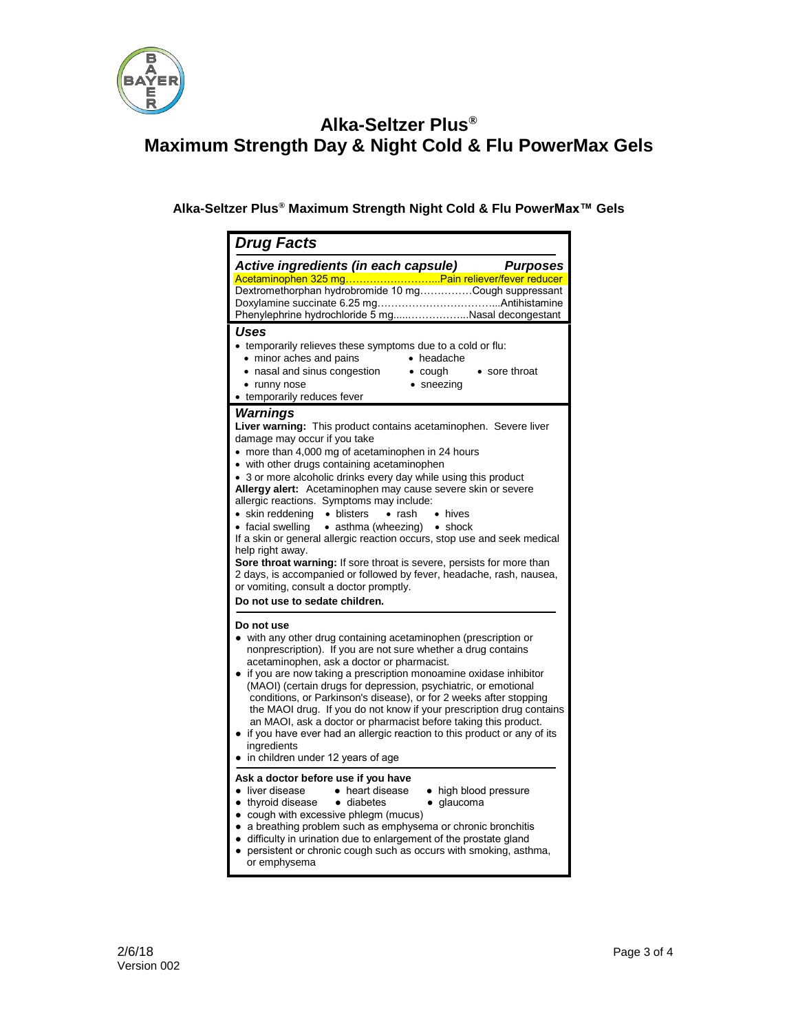# Alka-Seltzer Plus®
# Maximum Strength Day & Night Cold & Flu PowerMax Gels

## Alka-Seltzer Plus® Maximum Strength Night Cold & Flu PowerMax™ Gels

### *Drug Facts*

| *Active ingredients (in each capsule)* | *Purposes* |
| --- | --- |
| Acetaminophen 325 mg | Pain reliever/fever reducer |
| Dextromethorphan hydrobromide 10 mg | Cough suppressant |
| Doxylamine succinate 6.25 mg | Antihistamine |
| Phenylephrine hydrochloride 5 mg | Nasal decongestant |

### *Uses*

- temporarily relieves these symptoms due to a cold or flu:
  - minor aches and pains
  - headache
  - nasal and sinus congestion
  - cough
  - sore throat
  - runny nose
  - sneezing
- temporarily reduces fever

### *Warnings*

**Liver warning:** This product contains acetaminophen. Severe liver damage may occur if you take

- more than 4,000 mg of acetaminophen in 24 hours
- with other drugs containing acetaminophen
- 3 or more alcoholic drinks every day while using this product

**Allergy alert:** Acetaminophen may cause severe skin or severe allergic reactions. Symptoms may include:

- skin reddening
- blisters
- rash
- hives
- facial swelling
- asthma (wheezing)
- shock

If a skin or general allergic reaction occurs, stop use and seek medical help right away.

**Sore throat warning:** If sore throat is severe, persists for more than 2 days, is accompanied or followed by fever, headache, rash, nausea, or vomiting, consult a doctor promptly.

**Do not use to sedate children.**

**Do not use**

- with any other drug containing acetaminophen (prescription or nonprescription). If you are not sure whether a drug contains acetaminophen, ask a doctor or pharmacist.
- if you are now taking a prescription monoamine oxidase inhibitor (MAOI) (certain drugs for depression, psychiatric, or emotional conditions, or Parkinson's disease), or for 2 weeks after stopping the MAOI drug. If you do not know if your prescription drug contains an MAOI, ask a doctor or pharmacist before taking this product.
- if you have ever had an allergic reaction to this product or any of its ingredients
- in children under 12 years of age

**Ask a doctor before use if you have**

- liver disease
- heart disease
- high blood pressure
- thyroid disease
- diabetes
- glaucoma
- cough with excessive phlegm (mucus)
- a breathing problem such as emphysema or chronic bronchitis
- difficulty in urination due to enlargement of the prostate gland
- persistent or chronic cough such as occurs with smoking, asthma, or emphysema

2/6/18
Version 002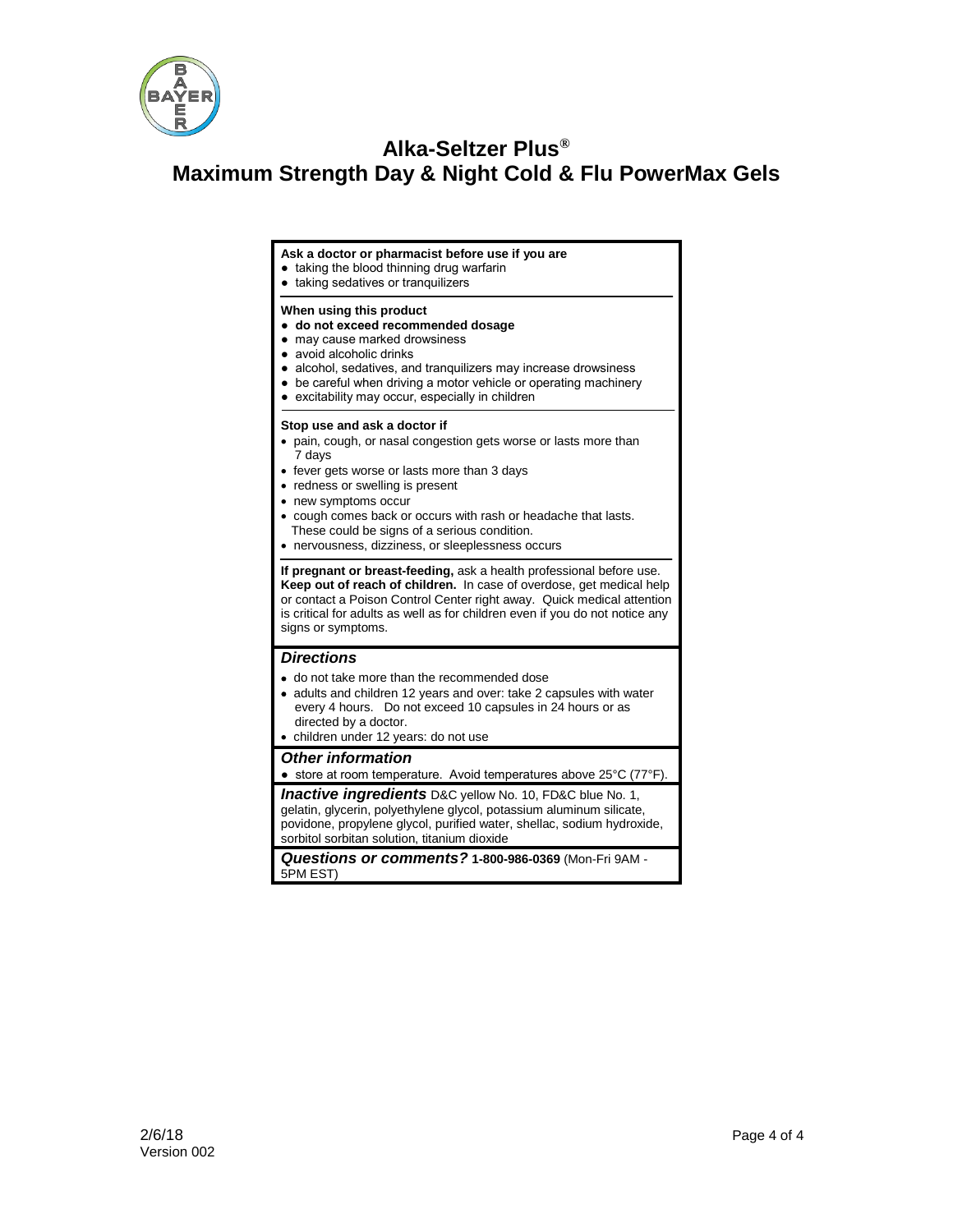# Alka-Seltzer Plus®
# Maximum Strength Day & Night Cold & Flu PowerMax Gels

**Ask a doctor or pharmacist before use if you are**
- taking the blood thinning drug warfarin
- taking sedatives or tranquilizers

**When using this product**
- **do not exceed recommended dosage**
- may cause marked drowsiness
- avoid alcoholic drinks
- alcohol, sedatives, and tranquilizers may increase drowsiness
- be careful when driving a motor vehicle or operating machinery
- excitability may occur, especially in children

**Stop use and ask a doctor if**
- pain, cough, or nasal congestion gets worse or lasts more than 7 days
- fever gets worse or lasts more than 3 days
- redness or swelling is present
- new symptoms occur
- cough comes back or occurs with rash or headache that lasts. These could be signs of a serious condition.
- nervousness, dizziness, or sleeplessness occurs

**If pregnant or breast-feeding,** ask a health professional before use.
**Keep out of reach of children.** In case of overdose, get medical help or contact a Poison Control Center right away. Quick medical attention is critical for adults as well as for children even if you do not notice any signs or symptoms.

***Directions***
- do not take more than the recommended dose
- adults and children 12 years and over: take 2 capsules with water every 4 hours. Do not exceed 10 capsules in 24 hours or as directed by a doctor.
- children under 12 years: do not use

***Other information***
- store at room temperature. Avoid temperatures above 25°C (77°F).

***Inactive ingredients*** D&C yellow No. 10, FD&C blue No. 1, gelatin, glycerin, polyethylene glycol, potassium aluminum silicate, povidone, propylene glycol, purified water, shellac, sodium hydroxide, sorbitol sorbitan solution, titanium dioxide

***Questions or comments?*** **1-800-986-0369** (Mon-Fri 9AM - 5PM EST)

2/6/18
Version 002